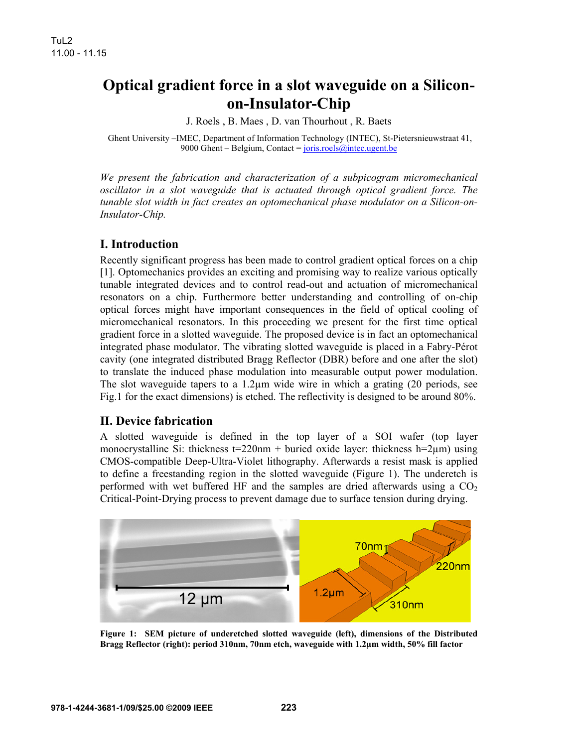TuL2
11.00 - 11.15

# Optical gradient force in a slot waveguide on a Silicon-on-Insulator-Chip

J. Roels , B. Maes , D. van Thourhout , R. Baets

Ghent University –IMEC, Department of Information Technology (INTEC), St-Pietersnieuwstraat 41, 9000 Ghent – Belgium, Contact = joris.roels@intec.ugent.be

*We present the fabrication and characterization of a subpicogram micromechanical oscillator in a slot waveguide that is actuated through optical gradient force. The tunable slot width in fact creates an optomechanical phase modulator on a Silicon-on-Insulator-Chip.*

## I. Introduction

Recently significant progress has been made to control gradient optical forces on a chip [1]. Optomechanics provides an exciting and promising way to realize various optically tunable integrated devices and to control read-out and actuation of micromechanical resonators on a chip. Furthermore better understanding and controlling of on-chip optical forces might have important consequences in the field of optical cooling of micromechanical resonators. In this proceeding we present for the first time optical gradient force in a slotted waveguide. The proposed device is in fact an optomechanical integrated phase modulator. The vibrating slotted waveguide is placed in a Fabry-Pérot cavity (one integrated distributed Bragg Reflector (DBR) before and one after the slot) to translate the induced phase modulation into measurable output power modulation. The slot waveguide tapers to a 1.2µm wide wire in which a grating (20 periods, see Fig.1 for the exact dimensions) is etched. The reflectivity is designed to be around 80%.

## II. Device fabrication

A slotted waveguide is defined in the top layer of a SOI wafer (top layer monocrystalline Si: thickness t=220nm + buried oxide layer: thickness h=2µm) using CMOS-compatible Deep-Ultra-Violet lithography. Afterwards a resist mask is applied to define a freestanding region in the slotted waveguide (Figure 1). The underetch is performed with wet buffered HF and the samples are dried afterwards using a $CO_2$ Critical-Point-Drying process to prevent damage due to surface tension during drying.

**Figure 1: SEM picture of underetched slotted waveguide (left), dimensions of the Distributed Bragg Reflector (right): period 310nm, 70nm etch, waveguide with 1.2µm width, 50% fill factor**

978-1-4244-3681-1/09/$25.00 ©2009 IEEE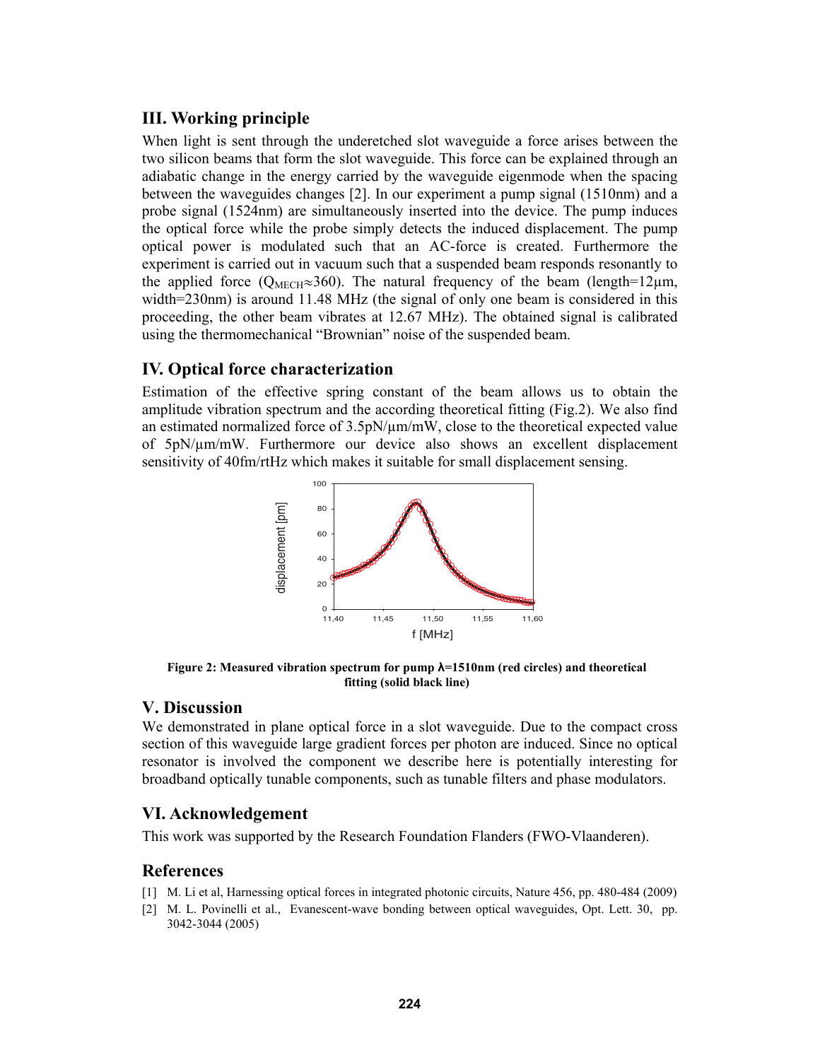## III. Working principle

When light is sent through the underetched slot waveguide a force arises between the two silicon beams that form the slot waveguide. This force can be explained through an adiabatic change in the energy carried by the waveguide eigenmode when the spacing between the waveguides changes [2]. In our experiment a pump signal (1510nm) and a probe signal (1524nm) are simultaneously inserted into the device. The pump induces the optical force while the probe simply detects the induced displacement. The pump optical power is modulated such that an AC-force is created. Furthermore the experiment is carried out in vacuum such that a suspended beam responds resonantly to the applied force ($Q_{MECH} \approx 360$). The natural frequency of the beam (length=12μm, width=230nm) is around 11.48 MHz (the signal of only one beam is considered in this proceeding, the other beam vibrates at 12.67 MHz). The obtained signal is calibrated using the thermomechanical "Brownian" noise of the suspended beam.

## IV. Optical force characterization

Estimation of the effective spring constant of the beam allows us to obtain the amplitude vibration spectrum and the according theoretical fitting (Fig.2). We also find an estimated normalized force of 3.5pN/μm/mW, close to the theoretical expected value of 5pN/μm/mW. Furthermore our device also shows an excellent displacement sensitivity of 40fm/rtHz which makes it suitable for small displacement sensing.

displacement [pm]

0
20
40
60
80
100

11,40
11,45
11,50
11,55
11,60

f [MHz]

**Figure 2: Measured vibration spectrum for pump λ=1510nm (red circles) and theoretical fitting (solid black line)**

## V. Discussion

We demonstrated in plane optical force in a slot waveguide. Due to the compact cross section of this waveguide large gradient forces per photon are induced. Since no optical resonator is involved the component we describe here is potentially interesting for broadband optically tunable components, such as tunable filters and phase modulators.

## VI. Acknowledgement

This work was supported by the Research Foundation Flanders (FWO-Vlaanderen).

## References

[1] M. Li et al, Harnessing optical forces in integrated photonic circuits, Nature 456, pp. 480-484 (2009)

[2] M. L. Povinelli et al., Evanescent-wave bonding between optical waveguides, Opt. Lett. 30, pp. 3042-3044 (2005)